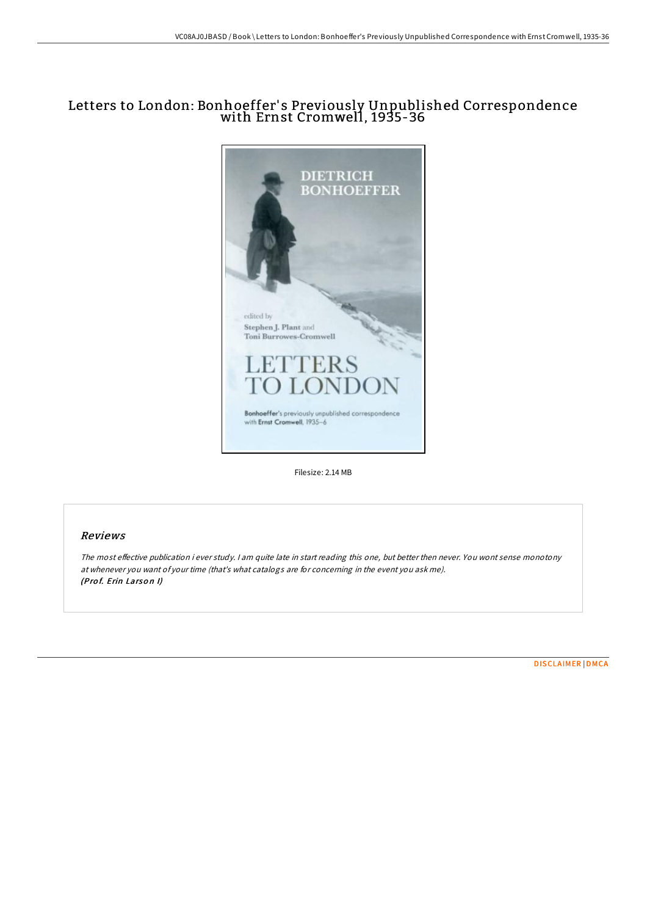# Letters to London: Bonhoeffer's Previously Unpublished Correspondence with Ernst Cromwell, 1935-36

Filesize: 2.14 MB

## Reviews

*The most effective publication i ever study. I am quite late in start reading this one, but better then never. You wont sense monotony at whenever you want of your time (that's what catalogs are for concerning in the event you ask me).*
***(Prof. Erin Larson I)***

DISCLAIMER | DMCA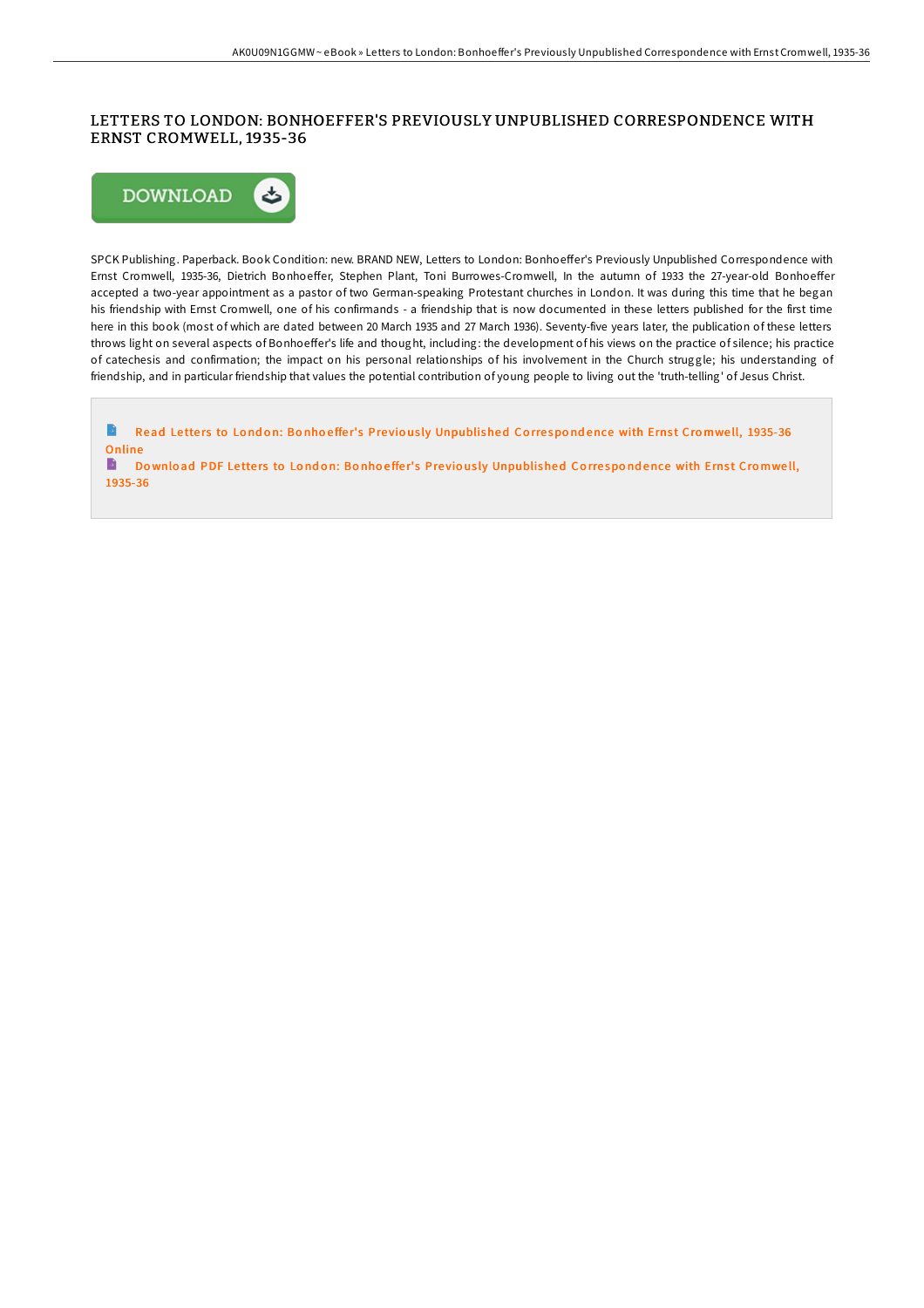# LETTERS TO LONDON: BONHOEFFER'S PREVIOUSLY UNPUBLISHED CORRESPONDENCE WITH ERNST CROMWELL, 1935-36

SPCK Publishing. Paperback. Book Condition: new. BRAND NEW, Letters to London: Bonhoeffer's Previously Unpublished Correspondence with Ernst Cromwell, 1935-36, Dietrich Bonhoeffer, Stephen Plant, Toni Burrowes-Cromwell, In the autumn of 1933 the 27-year-old Bonhoeffer accepted a two-year appointment as a pastor of two German-speaking Protestant churches in London. It was during this time that he began his friendship with Ernst Cromwell, one of his confirmands - a friendship that is now documented in these letters published for the first time here in this book (most of which are dated between 20 March 1935 and 27 March 1936). Seventy-five years later, the publication of these letters throws light on several aspects of Bonhoeffer's life and thought, including: the development of his views on the practice of silence; his practice of catechesis and confirmation; the impact on his personal relationships of his involvement in the Church struggle; his understanding of friendship, and in particular friendship that values the potential contribution of young people to living out the 'truth-telling' of Jesus Christ.

Read Letters to London: Bonhoeffer's Previously Unpublished Correspondence with Ernst Cromwell, 1935-36 Online

Download PDF Letters to London: Bonhoeffer's Previously Unpublished Correspondence with Ernst Cromwell, 1935-36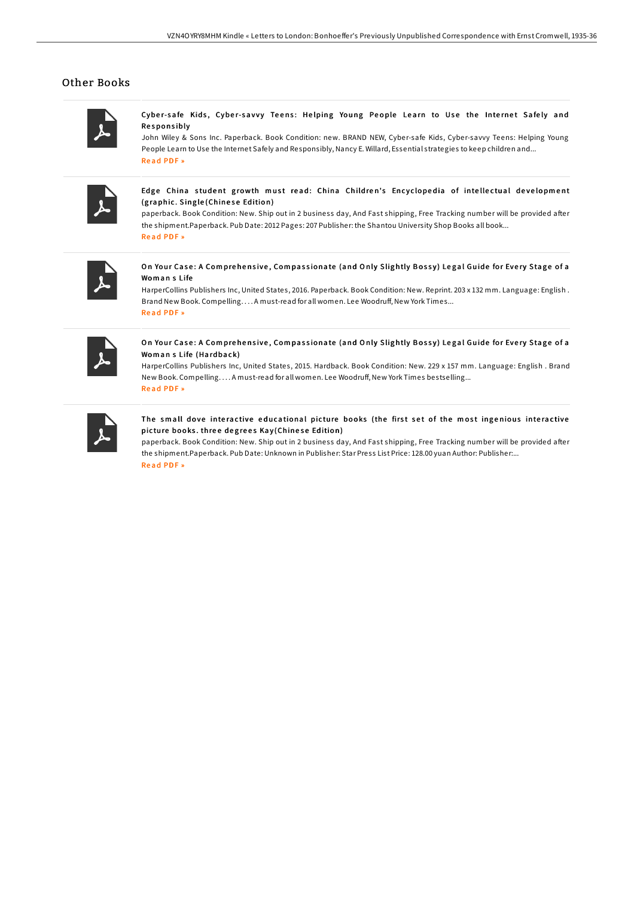## Other Books

**Cyber-safe Kids, Cyber-savvy Teens: Helping Young People Learn to Use the Internet Safely and Responsibly**

John Wiley & Sons Inc. Paperback. Book Condition: new. BRAND NEW, Cyber-safe Kids, Cyber-savvy Teens: Helping Young People Learn to Use the Internet Safely and Responsibly, Nancy E. Willard, Essential strategies to keep children and...

Read PDF »

**Edge China student growth must read: China Children's Encyclopedia of intellectual development (graphic. Single(Chinese Edition)**

paperback. Book Condition: New. Ship out in 2 business day, And Fast shipping, Free Tracking number will be provided after the shipment.Paperback. Pub Date: 2012 Pages: 207 Publisher: the Shantou University Shop Books all book...

Read PDF »

**On Your Case: A Comprehensive, Compassionate (and Only Slightly Bossy) Legal Guide for Every Stage of a Woman s Life**

HarperCollins Publishers Inc, United States, 2016. Paperback. Book Condition: New. Reprint. 203 x 132 mm. Language: English . Brand New Book. Compelling. . . . A must-read for all women. Lee Woodruff, New York Times...

Read PDF »

**On Your Case: A Comprehensive, Compassionate (and Only Slightly Bossy) Legal Guide for Every Stage of a Woman s Life (Hardback)**

HarperCollins Publishers Inc, United States, 2015. Hardback. Book Condition: New. 229 x 157 mm. Language: English . Brand New Book. Compelling. . . . A must-read for all women. Lee Woodruff, New York Times bestselling...

Read PDF »

**The small dove interactive educational picture books (the first set of the most ingenious interactive picture books. three degrees Kay(Chinese Edition)**

paperback. Book Condition: New. Ship out in 2 business day, And Fast shipping, Free Tracking number will be provided after the shipment.Paperback. Pub Date: Unknown in Publisher: Star Press List Price: 128.00 yuan Author: Publisher:...

Read PDF »